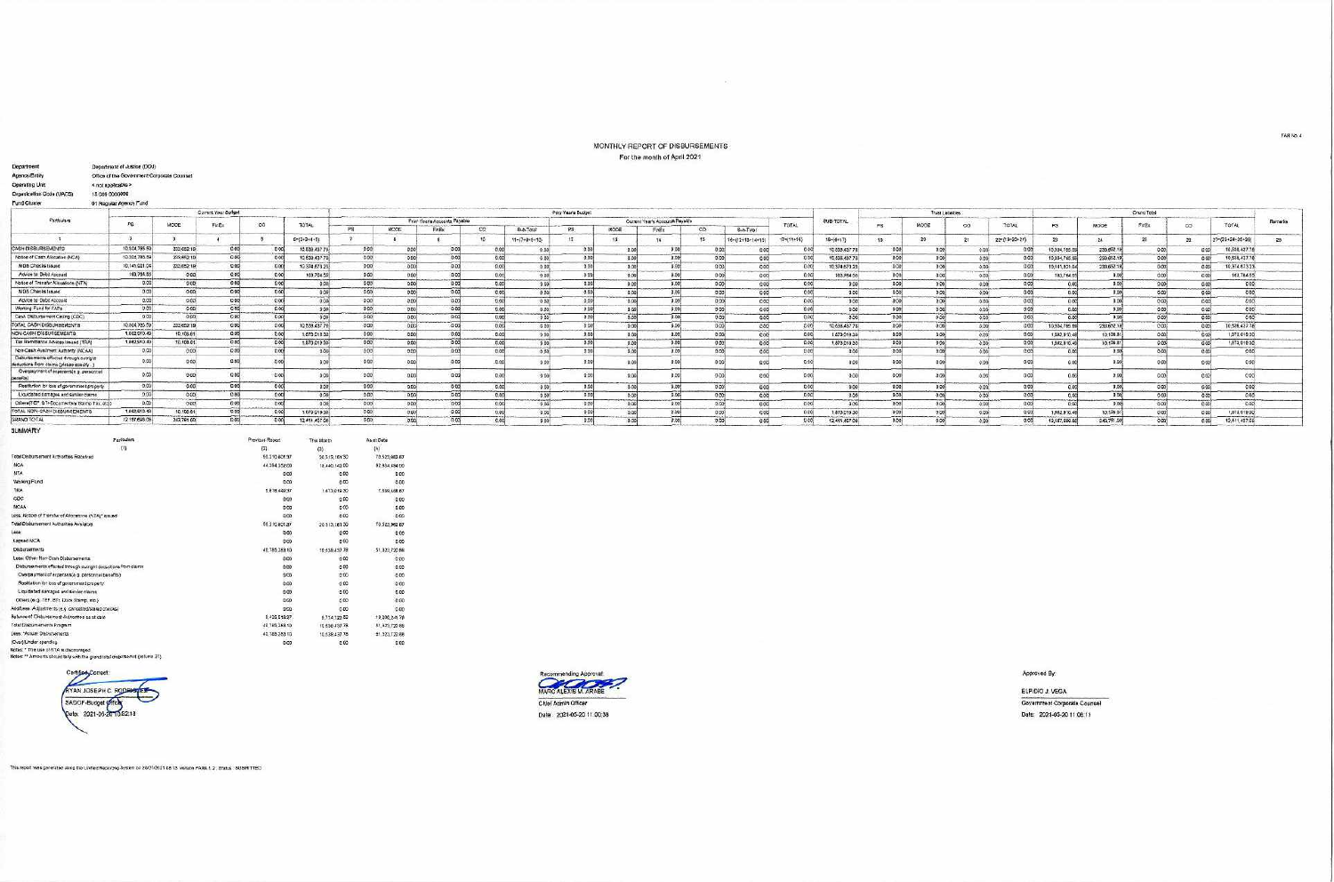FAR No. 4

# MONTHLY REPORT OF DISBURSEMENTS

For the month of April 2021

Department: Department of Justice (DOJ)
Agency/Entity: Office of the Government Corporate Counsel
Operating Unit: < not applicable >
Organization Code (UACS): 15 006 0000000
Fund Cluster: 01 Regular Agency Fund

| Particulars | Current Year Budget | | | | | Prior Years Budget | | | | | | | | | | | | SUB-TOTAL | Trust Liabilities | | | | Grand Total | | | | | Remarks |
|---|---|---|---|---|---|---|---|---|---|---|---|---|---|---|---|---|---|---|---|---|---|---|---|---|---|---|---|---|
| | | | | | | Prior Year's Accounts Payable | | | | | Current Year's Accounts Payable | | | | | | TOTAL | | | | | | | | | | | |
| | PS | MOOE | FinEx | CO | TOTAL | PS | MOOE | FinEx | CO | Sub-Total | PS | MOOE | FinEx | CO | Sub-Total | | | | PS | MOOE | CO | TOTAL | PS | MOOE | FinEx | CO | TOTAL | |
| 1 | 2 | 3 | 4 | 5 | 6=(2+3+4+5) | 7 | 8 | 9 | 10 | 11=(7+8+9+10) | 12 | 13 | 14 | 15 | 16=(12+13+14+15) | 17=(11+16) | | 18=(6+17) | 19 | 20 | 21 | 22=(19+20+21) | 23 | 24 | 25 | 26 | 27=(23+24+25+26) | 28 |
| CASH DISBURSEMENTS | 10,604,785.59 | 233,652.19 | 0.00 | 0.00 | 10,838,437.78 | 0.00 | 0.00 | 0.00 | 0.00 | 0.00 | 0.00 | 0.00 | 0.00 | 0.00 | 0.00 | 0.00 | | 10,838,437.78 | 0.00 | 0.00 | 0.00 | 0.00 | 10,604,785.59 | 233,652.19 | 0.00 | 0.00 | 10,838,437.78 | |
| Notice of Cash Allocation (NCA) | 10,604,785.59 | 233,652.19 | 0.00 | 0.00 | 10,838,437.78 | 0.00 | 0.00 | 0.00 | 0.00 | 0.00 | 0.00 | 0.00 | 0.00 | 0.00 | 0.00 | 0.00 | | 10,838,437.78 | 0.00 | 0.00 | 0.00 | 0.00 | 10,604,785.59 | 233,652.19 | 0.00 | 0.00 | 10,838,437.78 | |
| MDS Checks Issued | 10,141,021.04 | 233,652.19 | 0.00 | 0.00 | 10,374,673.23 | 0.00 | 0.00 | 0.00 | 0.00 | 0.00 | 0.00 | 0.00 | 0.00 | 0.00 | 0.00 | 0.00 | | 10,374,673.23 | 0.00 | 0.00 | 0.00 | 0.00 | 10,141,021.04 | 233,652.19 | 0.00 | 0.00 | 10,374,673.23 | |
| Advice to Debit Account | 463,764.55 | 0.00 | 0.00 | 0.00 | 463,764.55 | 0.00 | 0.00 | 0.00 | 0.00 | 0.00 | 0.00 | 0.00 | 0.00 | 0.00 | 0.00 | 0.00 | | 463,764.55 | 0.00 | 0.00 | 0.00 | 0.00 | 463,764.55 | 0.00 | 0.00 | 0.00 | 463,764.55 | |
| Notice of Transfer Allocations (NTA) | 0.00 | 0.00 | 0.00 | 0.00 | 0.00 | 0.00 | 0.00 | 0.00 | 0.00 | 0.00 | 0.00 | 0.00 | 0.00 | 0.00 | 0.00 | 0.00 | | 0.00 | 0.00 | 0.00 | 0.00 | 0.00 | 0.00 | 0.00 | 0.00 | 0.00 | 0.00 | |
| MDS Checks Issued | 0.00 | 0.00 | 0.00 | 0.00 | 0.00 | 0.00 | 0.00 | 0.00 | 0.00 | 0.00 | 0.00 | 0.00 | 0.00 | 0.00 | 0.00 | 0.00 | | 0.00 | 0.00 | 0.00 | 0.00 | 0.00 | 0.00 | 0.00 | 0.00 | 0.00 | 0.00 | |
| Advice to Debit Account | 0.00 | 0.00 | 0.00 | 0.00 | 0.00 | 0.00 | 0.00 | 0.00 | 0.00 | 0.00 | 0.00 | 0.00 | 0.00 | 0.00 | 0.00 | 0.00 | | 0.00 | 0.00 | 0.00 | 0.00 | 0.00 | 0.00 | 0.00 | 0.00 | 0.00 | 0.00 | |
| Working Fund for FAPs | 0.00 | 0.00 | 0.00 | 0.00 | 0.00 | 0.00 | 0.00 | 0.00 | 0.00 | 0.00 | 0.00 | 0.00 | 0.00 | 0.00 | 0.00 | 0.00 | | 0.00 | 0.00 | 0.00 | 0.00 | 0.00 | 0.00 | 0.00 | 0.00 | 0.00 | 0.00 | |
| Cash Disbursement Ceiling (CDC) | 0.00 | 0.00 | 0.00 | 0.00 | 0.00 | 0.00 | 0.00 | 0.00 | 0.00 | 0.00 | 0.00 | 0.00 | 0.00 | 0.00 | 0.00 | 0.00 | | 0.00 | 0.00 | 0.00 | 0.00 | 0.00 | 0.00 | 0.00 | 0.00 | 0.00 | 0.00 | |
| TOTAL CASH DISBURSEMENTS | 10,604,785.59 | 233,652.19 | 0.00 | 0.00 | 10,838,437.78 | 0.00 | 0.00 | 0.00 | 0.00 | 0.00 | 0.00 | 0.00 | 0.00 | 0.00 | 0.00 | 0.00 | | 10,838,437.78 | 0.00 | 0.00 | 0.00 | 0.00 | 10,604,785.59 | 233,652.19 | 0.00 | 0.00 | 10,838,437.78 | |
| NON-CASH DISBURSEMENTS | 1,562,910.49 | 10,109.81 | 0.00 | 0.00 | 1,573,019.30 | 0.00 | 0.00 | 0.00 | 0.00 | 0.00 | 0.00 | 0.00 | 0.00 | 0.00 | 0.00 | 0.00 | | 1,573,019.30 | 0.00 | 0.00 | 0.00 | 0.00 | 1,562,910.49 | 10,109.81 | 0.00 | 0.00 | 1,573,019.30 | |
| Tax Remittance Advices Issued (TRA) | 1,562,910.49 | 10,109.81 | 0.00 | 0.00 | 1,573,019.30 | 0.00 | 0.00 | 0.00 | 0.00 | 0.00 | 0.00 | 0.00 | 0.00 | 0.00 | 0.00 | 0.00 | | 1,573,019.30 | 0.00 | 0.00 | 0.00 | 0.00 | 1,562,910.49 | 10,109.81 | 0.00 | 0.00 | 1,573,019.30 | |
| Non-Cash Availment Authority (NCAA) | 0.00 | 0.00 | 0.00 | 0.00 | 0.00 | 0.00 | 0.00 | 0.00 | 0.00 | 0.00 | 0.00 | 0.00 | 0.00 | 0.00 | 0.00 | 0.00 | | 0.00 | 0.00 | 0.00 | 0.00 | 0.00 | 0.00 | 0.00 | 0.00 | 0.00 | 0.00 | |
| Disbursements effected through outright deductions from claims (please specify...) | 0.00 | 0.00 | 0.00 | 0.00 | 0.00 | 0.00 | 0.00 | 0.00 | 0.00 | 0.00 | 0.00 | 0.00 | 0.00 | 0.00 | 0.00 | 0.00 | | 0.00 | 0.00 | 0.00 | 0.00 | 0.00 | 0.00 | 0.00 | 0.00 | 0.00 | 0.00 | |
| Overpayment of expenses(e.g. personnel benefits) | 0.00 | 0.00 | 0.00 | 0.00 | 0.00 | 0.00 | 0.00 | 0.00 | 0.00 | 0.00 | 0.00 | 0.00 | 0.00 | 0.00 | 0.00 | 0.00 | | 0.00 | 0.00 | 0.00 | 0.00 | 0.00 | 0.00 | 0.00 | 0.00 | 0.00 | 0.00 | |
| Restitution for loss of government property | 0.00 | 0.00 | 0.00 | 0.00 | 0.00 | 0.00 | 0.00 | 0.00 | 0.00 | 0.00 | 0.00 | 0.00 | 0.00 | 0.00 | 0.00 | 0.00 | | 0.00 | 0.00 | 0.00 | 0.00 | 0.00 | 0.00 | 0.00 | 0.00 | 0.00 | 0.00 | |
| Liquidated damages and similar claims | 0.00 | 0.00 | 0.00 | 0.00 | 0.00 | 0.00 | 0.00 | 0.00 | 0.00 | 0.00 | 0.00 | 0.00 | 0.00 | 0.00 | 0.00 | 0.00 | | 0.00 | 0.00 | 0.00 | 0.00 | 0.00 | 0.00 | 0.00 | 0.00 | 0.00 | 0.00 | |
| Others(TEF, BTr-Documentary Stamp Tax, etc.) | 0.00 | 0.00 | 0.00 | 0.00 | 0.00 | 0.00 | 0.00 | 0.00 | 0.00 | 0.00 | 0.00 | 0.00 | 0.00 | 0.00 | 0.00 | 0.00 | | 0.00 | 0.00 | 0.00 | 0.00 | 0.00 | 0.00 | 0.00 | 0.00 | 0.00 | 0.00 | |
| TOTAL NON-CASH DISBURSEMENTS | 1,562,910.49 | 10,109.81 | 0.00 | 0.00 | 1,573,019.30 | 0.00 | 0.00 | 0.00 | 0.00 | 0.00 | 0.00 | 0.00 | 0.00 | 0.00 | 0.00 | 0.00 | | 1,573,019.30 | 0.00 | 0.00 | 0.00 | 0.00 | 1,562,910.49 | 10,109.81 | 0.00 | 0.00 | 1,573,019.30 | |
| GRAND TOTAL | 12,167,696.08 | 243,762.00 | 0.00 | 0.00 | 12,411,457.08 | 0.00 | 0.00 | 0.00 | 0.00 | 0.00 | 0.00 | 0.00 | 0.00 | 0.00 | 0.00 | 0.00 | | 12,411,457.08 | 0.00 | 0.00 | 0.00 | 0.00 | 12,167,696.08 | 243,762.00 | 0.00 | 0.00 | 12,411,457.08 | |

## SUMMARY

| Particulars | Previous Report | This Month | As at Date |
|---|---|---|---|
| (1) | (2) | (3) | (4) |
| Total Disbursement Authorities Received | 50,210,801.87 | 20,313,161.30 | 70,523,963.17 |
| NCA | 44,394,352.00 | 18,440,142.00 | 62,834,494.00 |
| NTA | 0.00 | 0.00 | 0.00 |
| Working Fund | 0.00 | 0.00 | 0.00 |
| TRA | 5,816,449.87 | 1,873,019.30 | 7,689,469.17 |
| CDC | 0.00 | 0.00 | 0.00 |
| NCAA | 0.00 | 0.00 | 0.00 |
| Less: Notice of Transfer of Allocations (NTA) issued | 0.00 | 0.00 | 0.00 |
| Total Disbursement Authorities Available | 50,210,801.87 | 20,313,161.30 | 70,523,963.17 |
| Less: | 0.00 | 0.00 | 0.00 |
| Lapsed NCA | 0.00 | 0.00 | 0.00 |
| Disbursements | 40,785,263.10 | 10,538,457.78 | 51,323,720.88 |
| Less: Other Non-Cash Disbursements | 0.00 | 0.00 | 0.00 |
| Disbursements effected through outright deductions from claims | 0.00 | 0.00 | 0.00 |
| Overpayment of expenses(e.g. personnel benefits) | 0.00 | 0.00 | 0.00 |
| Restitution for loss of government property | 0.00 | 0.00 | 0.00 |
| Liquidated damages and similar claims | 0.00 | 0.00 | 0.00 |
| Others (e.g. TEF, BTr, Docs Stamp, etc.) | 0.00 | 0.00 | 0.00 |
| Add/Less: Adjustments (e.g. Cancelled/Staled Checks) | 0.00 | 0.00 | 0.00 |
| Balance of Disbursement Authorities as at date | 9,425,538.77 | 9,774,723.52 | 19,200,242.29 |
| Total Disbursements Program | 40,785,263.10 | 10,538,457.78 | 51,323,720.88 |
| Less: *Actual Disbursements | 40,785,263.10 | 10,538,457.78 | 51,323,720.88 |
| (Over)/Under spending | 0.00 | 0.00 | 0.00 |

Notes: * The use of NCAA is discouraged.
Notes: ** Amounts should tally with the grand total disbursement (column 27).

Certified Correct:
RYAN JOSEPH C. RODRIGUEZ
SADCF-Budget Officer
Date: 2021-05-20 10:52:18

Recommending Approval:
MARC ALEXIE M. ARABE
Chief Admin Officer
Date: 2021-05-20 11:00:36

Approved By:
ELPIDIO J. VEGA
Government Corporate Counsel
Date: 2021-05-20 11:06:11

This report was generated using the Unified Reporting System on 20/07/2021 08:15 Version FAR1.1.2 ; Status : SUBMITTED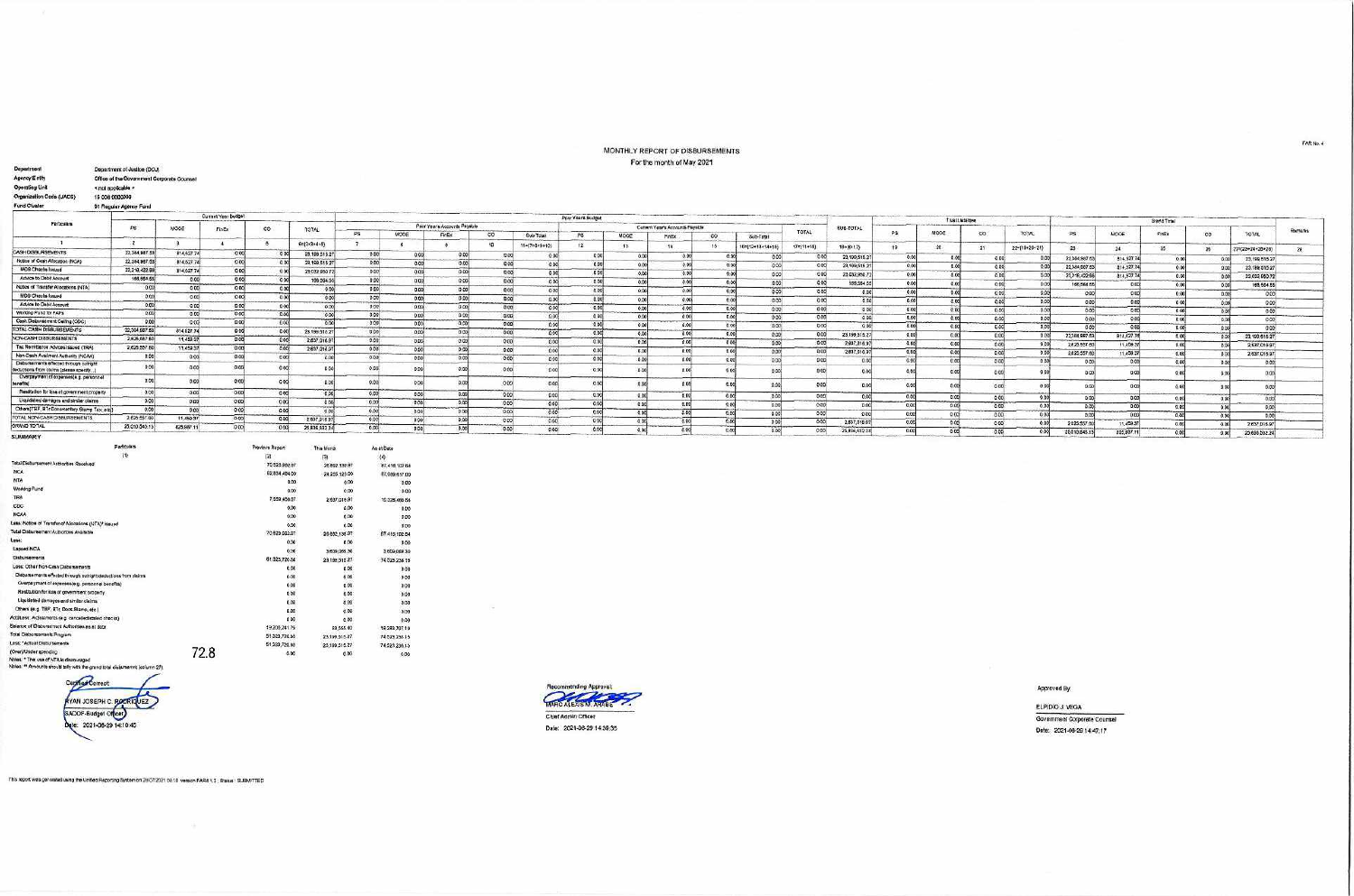FAR No. 4

# MONTHLY REPORT OF DISBURSEMENTS

For the month of May 2021

**Department:** Department of Justice (DOJ)
**Agency/Entity:** Office of the Government Corporate Counsel
**Operating Unit:** <not applicable>
**Organization Code (UACS):** 15 006 0000000
**Fund Cluster:** 01 Regular Agency Fund

| Particulars | Current Year Budget | | | | | Prior Year's Budget | | | | | | | | | | | | | | | Trust Liabilities | | | | Grand Total | | | | | Remarks |
|---|---|---|---|---|---|---|---|---|---|---|---|---|---|---|---|---|---|---|---|---|---|---|---|---|---|---|---|---|---|---|
| | | | | | | Prior Year's Accounts Payable | | | | | Current Year's Accounts Payable | | | | | | | | | | | | | | | | | | | |
| | PS | MOOE | FinEx | CO | TOTAL | PS | MOOE | FinEx | CO | Sub-Total | PS | MOOE | FinEx | CO | Sub-Total | TOTAL | SUB-TOTAL | PS | MOOE | CO | TOTAL | PS | MOOE | FinEx | CO | TOTAL | |
| 1 | 2 | 3 | 4 | 5 | 6=(2+3+4+5) | 7 | 8 | 9 | 10 | 11=(7+8+9+10) | 12 | 13 | 14 | 15 | 16=(12+13+14+15) | 17=(11+16) | 18=(6+17) | 19 | 20 | 21 | 22=(19+20+21) | 23 | 24 | 25 | 26 | 27=(23+24+25+26) | 28 |
| CASH DISBURSEMENTS | 22,384,987.53 | 814,527.74 | 0.00 | 0.00 | 23,199,515.27 | 0.00 | 0.00 | 0.00 | 0.00 | 0.00 | 0.00 | 0.00 | 0.00 | 0.00 | 0.00 | 0.00 | 23,199,515.27 | 0.00 | 0.00 | 0.00 | 0.00 | 22,384,987.53 | 814,527.74 | 0.00 | 0.00 | 23,199,515.27 | |
| Notice of Cash Allocation (NCA) | 22,384,987.53 | 814,527.74 | 0.00 | 0.00 | 23,199,515.27 | 0.00 | 0.00 | 0.00 | 0.00 | 0.00 | 0.00 | 0.00 | 0.00 | 0.00 | 0.00 | 0.00 | 23,199,515.27 | 0.00 | 0.00 | 0.00 | 0.00 | 22,384,987.53 | 814,527.74 | 0.00 | 0.00 | 23,199,515.27 | |
| MDS Checks Issued | 22,218,422.98 | 814,527.74 | 0.00 | 0.00 | 23,032,950.72 | 0.00 | 0.00 | 0.00 | 0.00 | 0.00 | 0.00 | 0.00 | 0.00 | 0.00 | 0.00 | 0.00 | 23,032,950.72 | 0.00 | 0.00 | 0.00 | 0.00 | 22,218,422.98 | 814,527.74 | 0.00 | 0.00 | 23,032,950.72 | |
| Advice to Debit Account | 166,564.55 | 0.00 | 0.00 | 0.00 | 166,564.55 | 0.00 | 0.00 | 0.00 | 0.00 | 0.00 | 0.00 | 0.00 | 0.00 | 0.00 | 0.00 | 0.00 | 166,564.55 | 0.00 | 0.00 | 0.00 | 0.00 | 166,564.55 | 0.00 | 0.00 | 0.00 | 166,564.55 | |
| Notice of Transfer Allocations (NTA) | 0.00 | 0.00 | 0.00 | 0.00 | 0.00 | 0.00 | 0.00 | 0.00 | 0.00 | 0.00 | 0.00 | 0.00 | 0.00 | 0.00 | 0.00 | 0.00 | 0.00 | 0.00 | 0.00 | 0.00 | 0.00 | 0.00 | 0.00 | 0.00 | 0.00 | 0.00 | |
| MDS Checks Issued | 0.00 | 0.00 | 0.00 | 0.00 | 0.00 | 0.00 | 0.00 | 0.00 | 0.00 | 0.00 | 0.00 | 0.00 | 0.00 | 0.00 | 0.00 | 0.00 | 0.00 | 0.00 | 0.00 | 0.00 | 0.00 | 0.00 | 0.00 | 0.00 | 0.00 | 0.00 | |
| Advice to Debit Account | 0.00 | 0.00 | 0.00 | 0.00 | 0.00 | 0.00 | 0.00 | 0.00 | 0.00 | 0.00 | 0.00 | 0.00 | 0.00 | 0.00 | 0.00 | 0.00 | 0.00 | 0.00 | 0.00 | 0.00 | 0.00 | 0.00 | 0.00 | 0.00 | 0.00 | 0.00 | |
| Working Fund for FAPs | 0.00 | 0.00 | 0.00 | 0.00 | 0.00 | 0.00 | 0.00 | 0.00 | 0.00 | 0.00 | 0.00 | 0.00 | 0.00 | 0.00 | 0.00 | 0.00 | 0.00 | 0.00 | 0.00 | 0.00 | 0.00 | 0.00 | 0.00 | 0.00 | 0.00 | 0.00 | |
| Cash Disbursement Ceiling (CDC) | 0.00 | 0.00 | 0.00 | 0.00 | 0.00 | 0.00 | 0.00 | 0.00 | 0.00 | 0.00 | 0.00 | 0.00 | 0.00 | 0.00 | 0.00 | 0.00 | 0.00 | 0.00 | 0.00 | 0.00 | 0.00 | 0.00 | 0.00 | 0.00 | 0.00 | 0.00 | |
| TOTAL CASH DISBURSEMENTS | 22,384,987.53 | 814,527.74 | 0.00 | 0.00 | 23,199,515.27 | 0.00 | 0.00 | 0.00 | 0.00 | 0.00 | 0.00 | 0.00 | 0.00 | 0.00 | 0.00 | 0.00 | 23,199,515.27 | 0.00 | 0.00 | 0.00 | 0.00 | 22,384,987.53 | 814,527.74 | 0.00 | 0.00 | 23,199,515.27 | |
| NON-CASH DISBURSEMENTS | 2,625,557.60 | 11,459.37 | 0.00 | 0.00 | 2,637,016.97 | 0.00 | 0.00 | 0.00 | 0.00 | 0.00 | 0.00 | 0.00 | 0.00 | 0.00 | 0.00 | 0.00 | 2,637,016.97 | 0.00 | 0.00 | 0.00 | 0.00 | 2,625,557.60 | 11,459.37 | 0.00 | 0.00 | 2,637,016.97 | |
| Tax Remittance Advices Issued (TRA) | 2,625,557.60 | 11,459.37 | 0.00 | 0.00 | 2,637,016.97 | 0.00 | 0.00 | 0.00 | 0.00 | 0.00 | 0.00 | 0.00 | 0.00 | 0.00 | 0.00 | 0.00 | 2,637,016.97 | 0.00 | 0.00 | 0.00 | 0.00 | 2,625,557.60 | 11,459.37 | 0.00 | 0.00 | 2,637,016.97 | |
| Non-Cash Availment Authority (NCAA) | 0.00 | 0.00 | 0.00 | 0.00 | 0.00 | 0.00 | 0.00 | 0.00 | 0.00 | 0.00 | 0.00 | 0.00 | 0.00 | 0.00 | 0.00 | 0.00 | 0.00 | 0.00 | 0.00 | 0.00 | 0.00 | 0.00 | 0.00 | 0.00 | 0.00 | 0.00 | |
| Disbursements effected through outright deductions from claims (please specify...) | 0.00 | 0.00 | 0.00 | 0.00 | 0.00 | 0.00 | 0.00 | 0.00 | 0.00 | 0.00 | 0.00 | 0.00 | 0.00 | 0.00 | 0.00 | 0.00 | 0.00 | 0.00 | 0.00 | 0.00 | 0.00 | 0.00 | 0.00 | 0.00 | 0.00 | 0.00 | |
| Overpayment of expenses(e.g. personnel benefits) | 0.00 | 0.00 | 0.00 | 0.00 | 0.00 | 0.00 | 0.00 | 0.00 | 0.00 | 0.00 | 0.00 | 0.00 | 0.00 | 0.00 | 0.00 | 0.00 | 0.00 | 0.00 | 0.00 | 0.00 | 0.00 | 0.00 | 0.00 | 0.00 | 0.00 | 0.00 | |
| Restitution for loss of government property | 0.00 | 0.00 | 0.00 | 0.00 | 0.00 | 0.00 | 0.00 | 0.00 | 0.00 | 0.00 | 0.00 | 0.00 | 0.00 | 0.00 | 0.00 | 0.00 | 0.00 | 0.00 | 0.00 | 0.00 | 0.00 | 0.00 | 0.00 | 0.00 | 0.00 | 0.00 | |
| Liquidated damages and similar claims | 0.00 | 0.00 | 0.00 | 0.00 | 0.00 | 0.00 | 0.00 | 0.00 | 0.00 | 0.00 | 0.00 | 0.00 | 0.00 | 0.00 | 0.00 | 0.00 | 0.00 | 0.00 | 0.00 | 0.00 | 0.00 | 0.00 | 0.00 | 0.00 | 0.00 | 0.00 | |
| Others(TEF, BTr-Documentary Stamp Tax, etc) | 0.00 | 0.00 | 0.00 | 0.00 | 0.00 | 0.00 | 0.00 | 0.00 | 0.00 | 0.00 | 0.00 | 0.00 | 0.00 | 0.00 | 0.00 | 0.00 | 0.00 | 0.00 | 0.00 | 0.00 | 0.00 | 0.00 | 0.00 | 0.00 | 0.00 | 0.00 | |
| TOTAL NON-CASH DISBURSEMENTS | 2,625,557.60 | 11,459.37 | 0.00 | 0.00 | 2,637,016.97 | 0.00 | 0.00 | 0.00 | 0.00 | 0.00 | 0.00 | 0.00 | 0.00 | 0.00 | 0.00 | 0.00 | 2,637,016.97 | 0.00 | 0.00 | 0.00 | 0.00 | 2,625,557.60 | 11,459.37 | 0.00 | 0.00 | 2,637,016.97 | |
| GRAND TOTAL | 25,010,545.13 | 825,987.11 | 0.00 | 0.00 | 25,836,532.24 | 0.00 | 0.00 | 0.00 | 0.00 | 0.00 | 0.00 | 0.00 | 0.00 | 0.00 | 0.00 | 0.00 | 25,836,532.24 | 0.00 | 0.00 | 0.00 | 0.00 | 25,010,545.13 | 825,987.11 | 0.00 | 0.00 | 25,836,532.24 | |

## SUMMARY

| Particulars | Previous Report | This Month | As at Date |
|---|---|---|---|
| (1) | (2) | (3) | (4) |
| Total Disbursement Authorities Received | 70,523,992.07 | 26,892,130.97 | 97,416,123.04 |
| NCA | 62,834,494.00 | 24,255,123.00 | 87,089,617.00 |
| NTA | 0.00 | 0.00 | 0.00 |
| Working Fund | 0.00 | 0.00 | 0.00 |
| TRA | 7,689,498.07 | 2,637,016.97 | 10,326,506.04 |
| CDC | 0.00 | 0.00 | 0.00 |
| NCAA | 0.00 | 0.00 | 0.00 |
| Less: Notice of Transfer of Allocations (NTA) Issued | 0.00 | 0.00 | 0.00 |
| Total Disbursement Authorities Available | 70,523,992.07 | 26,892,130.97 | 97,416,123.04 |
| Less: | | | |
| Lapsed NCA | 0.00 | 3,659,088.30 | 3,659,088.30 |
| Disbursements | 51,323,720.86 | 23,199,515.27 | 74,523,236.13 |
| Less: Other Non-Cash Disbursements | | | |
| Disbursements effected through outright deductions from claims | 0.00 | 0.00 | 0.00 |
| Overpayment of expenses(e.g. personnel benefits) | 0.00 | 0.00 | 0.00 |
| Restitution for loss of government property | 0.00 | 0.00 | 0.00 |
| Liquidated damages and similar claims | 0.00 | 0.00 | 0.00 |
| Others (e.g. TEF, BTr, Doc.Stamp, etc.) | 0.00 | 0.00 | 0.00 |
| Add/Less: Adjustments (e.g. cancelled/staled checks) | 0.00 | 0.00 | 0.00 |
| Balance of Disbursement Authorities as at date | 19,200,271.75 | 33,566.40 | 19,233,797.15 |
| Total Disbursements Program | 51,323,720.86 | 23,199,515.27 | 74,523,236.13 |
| Less: *Actual Disbursements | 51,323,720.86 | 23,199,515.27 | 74,523,236.13 |
| (Over)/Under spending | 0.00 | 0.00 | 0.00 |

Notes: * The use of NTA is discouraged
Notes: ** Amounts should tally with the grand total disbursements (column 27)

72.8

Certified Correct:

RYAN JOSEPH C. RODRIGUEZ
SADOF-Budget Officer
Date: 2021-06-29 14:10:40

Recommending Approval:

MARC ALEXIS M. ABABE
Chief Admin Officer
Date: 2021-06-29 14:38:35

Approved By:

ELPIDIO J. VEGA
Government Corporate Counsel
Date: 2021-06-29 14:47:17

This report was generated using the Unified Reporting System on 29/07/2021 04:18 version.FAR4.1.3 ; Status : SUBMITTED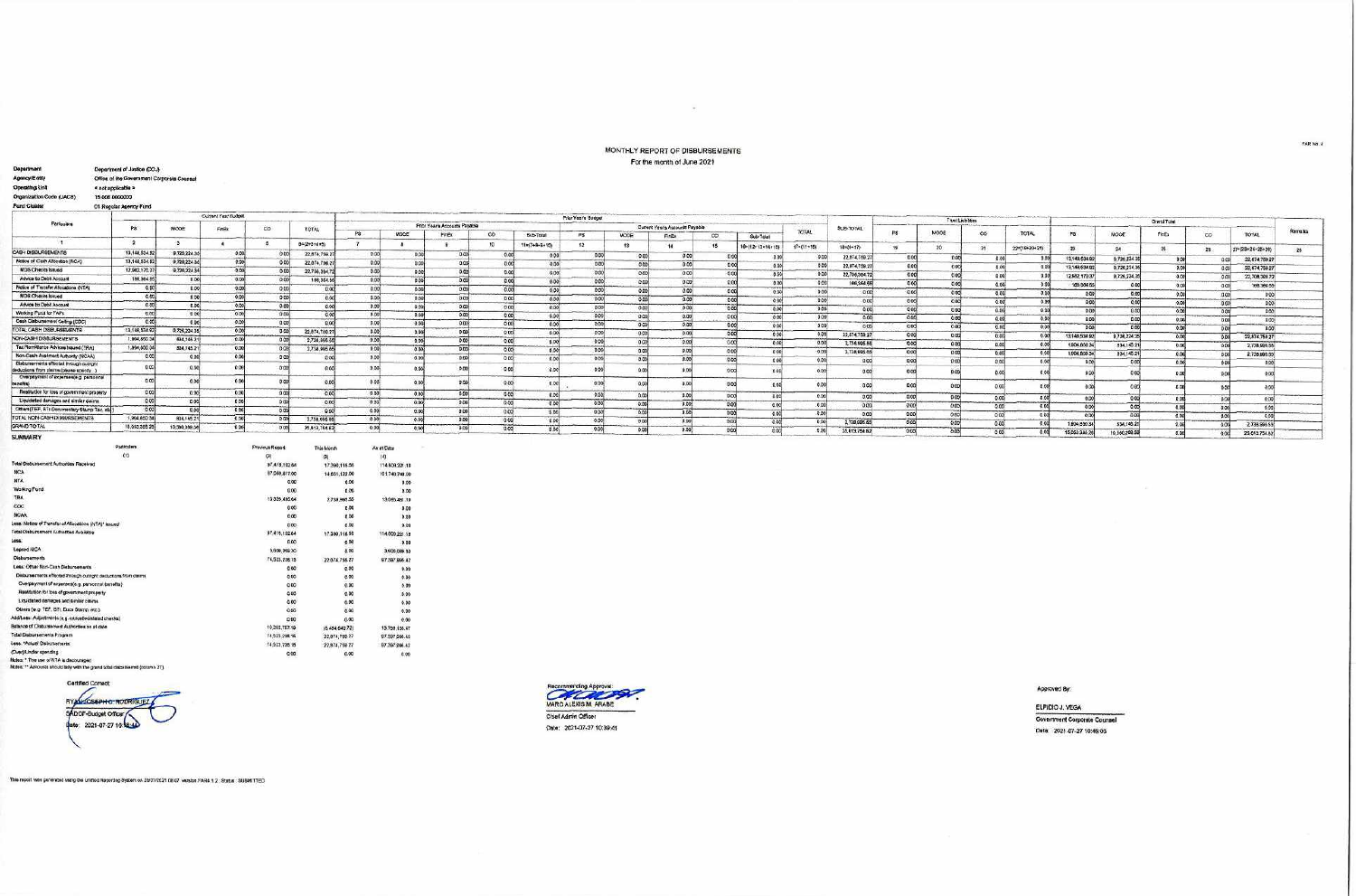# MONTHLY REPORT OF DISBURSEMENTS

For the month of June 2021

FAR No. 4

| | |
|---|---|
| Department | Department of Justice (DOJ) |
| Agency/Entity | Office of the Government Corporate Counsel |
| Operating Unit | < not applicable > |
| Organization Code (UACS) | 15 008 0000000 |
| Fund Cluster | 01 Regular Agency Fund |

| Particulars | Current Year Budget | | | | | Prior Year's Budget | | | | | | | | | | | | Trust Liabilities | | | | | Grand Total | | | | | Remarks |
|---|---|---|---|---|---|---|---|---|---|---|---|---|---|---|---|---|---|---|---|---|---|---|---|---|---|---|---|---|
| | | | | | | Prior Years Accounts Payable | | | | | Current Year's Accounts Payable | | | | | | | | | | | | | | | | | |
| | PS | MOOE | FinEx | CO | TOTAL | PS | MOOE | FinEx | CO | Sub-Total | PS | MOOE | FinEx | CO | Sub-Total | TOTAL | SUB-TOTAL | PS | MOOE | CO | TOTAL | PS | MOOE | FinEx | CO | TOTAL | |
| 1 | 2 | 3 | 4 | 5 | 6=(2+3+4+5) | 7 | 8 | 9 | 10 | 11=(7+8+9+10) | 12 | 13 | 14 | 15 | 16=(12+13+14+15) | 17=(11+16) | 18=(6+17) | 19 | 20 | 21 | 22=(19+20+21) | 23 | 24 | 25 | 26 | 27=(23+24+25+26) | 28 |
| CASH DISBURSEMENTS | 13,148,534.92 | 9,726,224.35 | 0.00 | 0.00 | 22,874,759.27 | 0.00 | 0.00 | 0.00 | 0.00 | 0.00 | 0.00 | 0.00 | 0.00 | 0.00 | 0.00 | 0.00 | 22,874,759.27 | 0.00 | 0.00 | 0.00 | 0.00 | 13,148,534.92 | 9,726,224.35 | 0.00 | 0.00 | 22,874,759.27 | |
| Notice of Cash Allocation (NCA) | 13,148,534.92 | 9,726,224.35 | 0.00 | 0.00 | 22,874,759.27 | 0.00 | 0.00 | 0.00 | 0.00 | 0.00 | 0.00 | 0.00 | 0.00 | 0.00 | 0.00 | 0.00 | 22,874,759.27 | 0.00 | 0.00 | 0.00 | 0.00 | 13,148,534.92 | 9,726,224.35 | 0.00 | 0.00 | 22,874,759.27 | |
| MDS Checks Issued | 12,982,170.37 | 9,726,224.35 | 0.00 | 0.00 | 22,708,394.72 | 0.00 | 0.00 | 0.00 | 0.00 | 0.00 | 0.00 | 0.00 | 0.00 | 0.00 | 0.00 | 0.00 | 22,708,394.72 | 0.00 | 0.00 | 0.00 | 0.00 | 12,982,170.37 | 9,726,224.35 | 0.00 | 0.00 | 22,708,394.72 | |
| Advice to Debit Account | 166,364.55 | 0.00 | 0.00 | 0.00 | 166,364.55 | 0.00 | 0.00 | 0.00 | 0.00 | 0.00 | 0.00 | 0.00 | 0.00 | 0.00 | 0.00 | 0.00 | 166,364.55 | 0.00 | 0.00 | 0.00 | 0.00 | 166,364.55 | 0.00 | 0.00 | 0.00 | 166,364.55 | |
| Notice of Transfer Allocations (NTA) | 0.00 | 0.00 | 0.00 | 0.00 | 0.00 | 0.00 | 0.00 | 0.00 | 0.00 | 0.00 | 0.00 | 0.00 | 0.00 | 0.00 | 0.00 | 0.00 | 0.00 | 0.00 | 0.00 | 0.00 | 0.00 | 0.00 | 0.00 | 0.00 | 0.00 | 0.00 | |
| MDS Checks Issued | 0.00 | 0.00 | 0.00 | 0.00 | 0.00 | 0.00 | 0.00 | 0.00 | 0.00 | 0.00 | 0.00 | 0.00 | 0.00 | 0.00 | 0.00 | 0.00 | 0.00 | 0.00 | 0.00 | 0.00 | 0.00 | 0.00 | 0.00 | 0.00 | 0.00 | 0.00 | |
| Advice to Debit Account | 0.00 | 0.00 | 0.00 | 0.00 | 0.00 | 0.00 | 0.00 | 0.00 | 0.00 | 0.00 | 0.00 | 0.00 | 0.00 | 0.00 | 0.00 | 0.00 | 0.00 | 0.00 | 0.00 | 0.00 | 0.00 | 0.00 | 0.00 | 0.00 | 0.00 | 0.00 | |
| Working Fund for FAPs | 0.00 | 0.00 | 0.00 | 0.00 | 0.00 | 0.00 | 0.00 | 0.00 | 0.00 | 0.00 | 0.00 | 0.00 | 0.00 | 0.00 | 0.00 | 0.00 | 0.00 | 0.00 | 0.00 | 0.00 | 0.00 | 0.00 | 0.00 | 0.00 | 0.00 | 0.00 | |
| Cash Disbursement Ceiling (CDC) | 0.00 | 0.00 | 0.00 | 0.00 | 0.00 | 0.00 | 0.00 | 0.00 | 0.00 | 0.00 | 0.00 | 0.00 | 0.00 | 0.00 | 0.00 | 0.00 | 0.00 | 0.00 | 0.00 | 0.00 | 0.00 | 0.00 | 0.00 | 0.00 | 0.00 | 0.00 | |
| TOTAL CASH DISBURSEMENTS | 13,148,534.92 | 9,726,224.35 | 0.00 | 0.00 | 22,874,759.27 | 0.00 | 0.00 | 0.00 | 0.00 | 0.00 | 0.00 | 0.00 | 0.00 | 0.00 | 0.00 | 0.00 | 22,874,759.27 | 0.00 | 0.00 | 0.00 | 0.00 | 13,148,534.92 | 9,726,224.35 | 0.00 | 0.00 | 22,874,759.27 | |
| NON-CASH DISBURSEMENTS | 1,804,800.34 | 934,145.21 | 0.00 | 0.00 | 2,738,995.55 | 0.00 | 0.00 | 0.00 | 0.00 | 0.00 | 0.00 | 0.00 | 0.00 | 0.00 | 0.00 | 0.00 | 2,738,995.55 | 0.00 | 0.00 | 0.00 | 0.00 | 1,804,800.34 | 934,145.21 | 0.00 | 0.00 | 2,738,995.55 | |
| Tax Remittance Advices Issued (TRA) | 1,804,800.34 | 934,145.21 | 0.00 | 0.00 | 2,738,995.55 | 0.00 | 0.00 | 0.00 | 0.00 | 0.00 | 0.00 | 0.00 | 0.00 | 0.00 | 0.00 | 0.00 | 2,738,995.55 | 0.00 | 0.00 | 0.00 | 0.00 | 1,804,800.34 | 934,145.21 | 0.00 | 0.00 | 2,738,995.55 | |
| Non-Cash Availment Authority (NCAA) | 0.00 | 0.00 | 0.00 | 0.00 | 0.00 | 0.00 | 0.00 | 0.00 | 0.00 | 0.00 | 0.00 | 0.00 | 0.00 | 0.00 | 0.00 | 0.00 | 0.00 | 0.00 | 0.00 | 0.00 | 0.00 | 0.00 | 0.00 | 0.00 | 0.00 | 0.00 | |
| Disbursements effected through outright deductions from claims (please specify...) | 0.00 | 0.00 | 0.00 | 0.00 | 0.00 | 0.00 | 0.00 | 0.00 | 0.00 | 0.00 | 0.00 | 0.00 | 0.00 | 0.00 | 0.00 | 0.00 | 0.00 | 0.00 | 0.00 | 0.00 | 0.00 | 0.00 | 0.00 | 0.00 | 0.00 | 0.00 | |
| Overpayment of expenses(e.g. personnel benefits) | 0.00 | 0.00 | 0.00 | 0.00 | 0.00 | 0.00 | 0.00 | 0.00 | 0.00 | 0.00 | 0.00 | 0.00 | 0.00 | 0.00 | 0.00 | 0.00 | 0.00 | 0.00 | 0.00 | 0.00 | 0.00 | 0.00 | 0.00 | 0.00 | 0.00 | 0.00 | |
| Restitution for loss of government property | 0.00 | 0.00 | 0.00 | 0.00 | 0.00 | 0.00 | 0.00 | 0.00 | 0.00 | 0.00 | 0.00 | 0.00 | 0.00 | 0.00 | 0.00 | 0.00 | 0.00 | 0.00 | 0.00 | 0.00 | 0.00 | 0.00 | 0.00 | 0.00 | 0.00 | 0.00 | |
| Liquidated damages and similar claims | 0.00 | 0.00 | 0.00 | 0.00 | 0.00 | 0.00 | 0.00 | 0.00 | 0.00 | 0.00 | 0.00 | 0.00 | 0.00 | 0.00 | 0.00 | 0.00 | 0.00 | 0.00 | 0.00 | 0.00 | 0.00 | 0.00 | 0.00 | 0.00 | 0.00 | 0.00 | |
| Others(TEF, BTr-Documentary Stamp Tax, etc.) | 0.00 | 0.00 | 0.00 | 0.00 | 0.00 | 0.00 | 0.00 | 0.00 | 0.00 | 0.00 | 0.00 | 0.00 | 0.00 | 0.00 | 0.00 | 0.00 | 0.00 | 0.00 | 0.00 | 0.00 | 0.00 | 0.00 | 0.00 | 0.00 | 0.00 | 0.00 | |
| TOTAL NON-CASH DISBURSEMENTS | 1,804,800.34 | 934,145.21 | 0.00 | 0.00 | 2,738,995.55 | 0.00 | 0.00 | 0.00 | 0.00 | 0.00 | 0.00 | 0.00 | 0.00 | 0.00 | 0.00 | 0.00 | 2,738,995.55 | 0.00 | 0.00 | 0.00 | 0.00 | 1,804,800.34 | 934,145.21 | 0.00 | 0.00 | 2,738,995.55 | |
| GRAND TOTAL | 15,053,335.26 | 10,560,369.56 | 0.00 | 0.00 | 25,613,754.82 | 0.00 | 0.00 | 0.00 | 0.00 | 0.00 | 0.00 | 0.00 | 0.00 | 0.00 | 0.00 | 0.00 | 25,613,754.82 | 0.00 | 0.00 | 0.00 | 0.00 | 15,053,335.26 | 10,560,369.56 | 0.00 | 0.00 | 25,613,754.82 | |

## SUMMARY

| Particulars | Previous Report | This Month | As at Date |
|---|---|---|---|
| (1) | (2) | (3) | (4) |
| Total Disbursement Authorities Received | 97,419,102.64 | 17,390,116.56 | 114,809,221.19 |
| NCA | 87,088,617.00 | 14,651,122.00 | 101,740,749.00 |
| NTA | 0.00 | 0.00 | 0.00 |
| Working Fund | 0.00 | 0.00 | 0.00 |
| TRA | 10,329,485.64 | 2,738,995.55 | 13,068,481.19 |
| CDC | 0.00 | 0.00 | 0.00 |
| NCAA | 0.00 | 0.00 | 0.00 |
| Less: Notice of Transfer of Allocations (NTA) Issued | 0.00 | 0.00 | 0.00 |
| Total Disbursement Authorities Available | 97,419,102.64 | 17,390,116.56 | 114,809,221.19 |
| Less: | 0.00 | 0.00 | 0.00 |
| Lapsed NCA | 3,608,069.30 | 0.00 | 3,608,069.30 |
| Disbursements | 74,523,236.15 | 22,874,759.27 | 97,397,996.42 |
| Less: Other Non-Cash Disbursements | 0.00 | 0.00 | 0.00 |
| Disbursements effected through outright deductions from claims | 0.00 | 0.00 | 0.00 |
| Overpayment of expenses(e.g. personnel benefits) | 0.00 | 0.00 | 0.00 |
| Restitution for loss of government property | 0.00 | 0.00 | 0.00 |
| Liquidated damages and similar claims | 0.00 | 0.00 | 0.00 |
| Others (e.g. TEF, BTr, Doc Stamp, etc.) | 0.00 | 0.00 | 0.00 |
| Add/Less: Adjustments (e.g. cancelled/staled checks) | 0.00 | 0.00 | 0.00 |
| Balance of Disbursement Authorities as at date | 19,288,797.19 | (5,484,642.72) | 13,756,155.47 |
| Total Disbursements Program | 74,523,236.15 | 22,874,759.27 | 97,397,996.42 |
| Less: *Actual Disbursements | 74,523,236.15 | 22,874,759.27 | 97,397,996.42 |
| (Over)/Under spending | 0.00 | 0.00 | 0.00 |

Notes: * The use of RTA is discouraged.
Notes: ** Amounts should tally with the grand total disbursement (column 27)

Certified Correct:

RYAN JOSEPH C. RODRIGUEZ
SADOF-Budget Officer
Date: 2021-07-27 10:18:40

Recommending Approval:

MARC ALEXIS M. ARABE
Chief Admin Officer
Date: 2021-07-27 10:39:41

Approved By:

ELPIDIO J. VEGA
Government Corporate Counsel
Date: 2021-07-27 10:46:05

This report was generated using the Unified Reporting System on 20/07/2021 08:07 version FAR4 1.2 ; Status : SUBMITTED